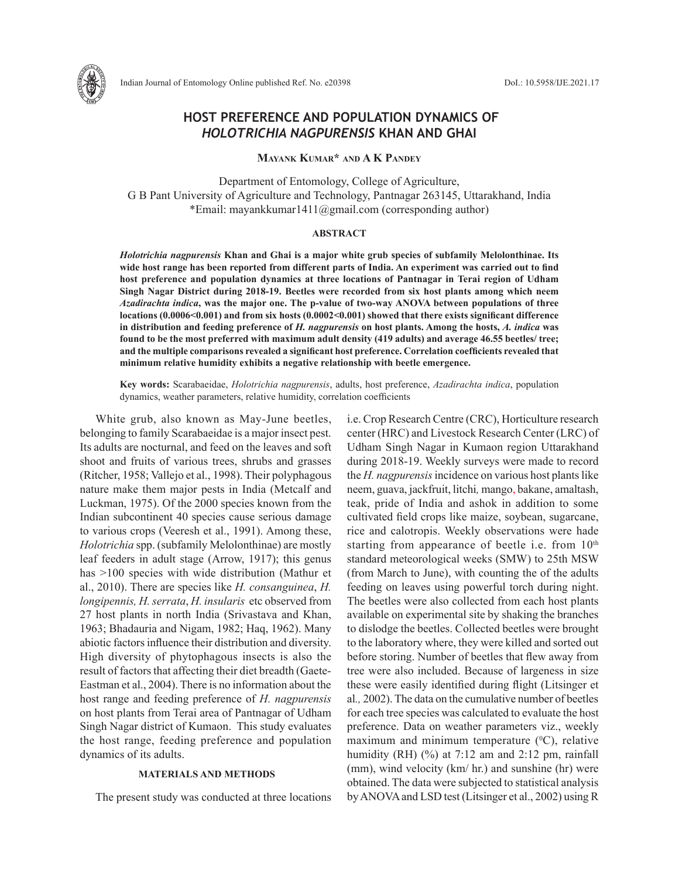# HOST PREFERENCE AND POPULATION DYNAMICS OF *HOLOTRICHIA NAGPURENSIS* KHAN AND GHAI

**Mayank Kumar\* and A K Pandey**

Department of Entomology, College of Agriculture,
G B Pant University of Agriculture and Technology, Pantnagar 263145, Uttarakhand, India
\*Email: mayankkumar1411@gmail.com (corresponding author)

## ABSTRACT

***Holotrichia nagpurensis*** **Khan and Ghai is a major white grub species of subfamily Melolonthinae. Its wide host range has been reported from different parts of India. An experiment was carried out to find host preference and population dynamics at three locations of Pantnagar in Terai region of Udham Singh Nagar District during 2018-19. Beetles were recorded from six host plants among which neem *Azadirachta indica*, was the major one. The p-value of two-way ANOVA between populations of three locations (0.0006<0.001) and from six hosts (0.0002<0.001) showed that there exists significant difference in distribution and feeding preference of *H. nagpurensis* on host plants. Among the hosts, *A. indica* was found to be the most preferred with maximum adult density (419 adults) and average 46.55 beetles/ tree; and the multiple comparisons revealed a significant host preference. Correlation coefficients revealed that minimum relative humidity exhibits a negative relationship with beetle emergence.**

**Key words:** Scarabaeidae, *Holotrichia nagpurensis*, adults, host preference, *Azadirachta indica*, population dynamics, weather parameters, relative humidity, correlation coefficients

White grub, also known as May-June beetles, belonging to family Scarabaeidae is a major insect pest. Its adults are nocturnal, and feed on the leaves and soft shoot and fruits of various trees, shrubs and grasses (Ritcher, 1958; Vallejo et al., 1998). Their polyphagous nature make them major pests in India (Metcalf and Luckman, 1975). Of the 2000 species known from the Indian subcontinent 40 species cause serious damage to various crops (Veeresh et al., 1991). Among these, *Holotrichia* spp. (subfamily Melolonthinae) are mostly leaf feeders in adult stage (Arrow, 1917); this genus has >100 species with wide distribution (Mathur et al., 2010). There are species like *H. consanguinea*, *H. longipennis, H. serrata*, *H. insularis* etc observed from 27 host plants in north India (Srivastava and Khan, 1963; Bhadauria and Nigam, 1982; Haq, 1962). Many abiotic factors influence their distribution and diversity. High diversity of phytophagous insects is also the result of factors that affecting their diet breadth (Gaete-Eastman et al., 2004). There is no information about the host range and feeding preference of *H. nagpurensis* on host plants from Terai area of Pantnagar of Udham Singh Nagar district of Kumaon. This study evaluates the host range, feeding preference and population dynamics of its adults.

## MATERIALS AND METHODS

The present study was conducted at three locations i.e. Crop Research Centre (CRC), Horticulture research center (HRC) and Livestock Research Center (LRC) of Udham Singh Nagar in Kumaon region Uttarakhand during 2018-19. Weekly surveys were made to record the *H. nagpurensis* incidence on various host plants like neem, guava, jackfruit, litchi, mango, bakane, amaltash, teak, pride of India and ashok in addition to some cultivated field crops like maize, soybean, sugarcane, rice and calotropis. Weekly observations were hade starting from appearance of beetle i.e. from $10^{th}$ standard meteorological weeks (SMW) to 25th MSW (from March to June), with counting the of the adults feeding on leaves using powerful torch during night. The beetles were also collected from each host plants available on experimental site by shaking the branches to dislodge the beetles. Collected beetles were brought to the laboratory where, they were killed and sorted out before storing. Number of beetles that flew away from tree were also included. Because of largeness in size these were easily identified during flight (Litsinger et al., 2002). The data on the cumulative number of beetles for each tree species was calculated to evaluate the host preference. Data on weather parameters viz., weekly maximum and minimum temperature ($^0$C), relative humidity (RH) (%) at 7:12 am and 2:12 pm, rainfall (mm), wind velocity (km/ hr.) and sunshine (hr) were obtained. The data were subjected to statistical analysis by ANOVA and LSD test (Litsinger et al., 2002) using R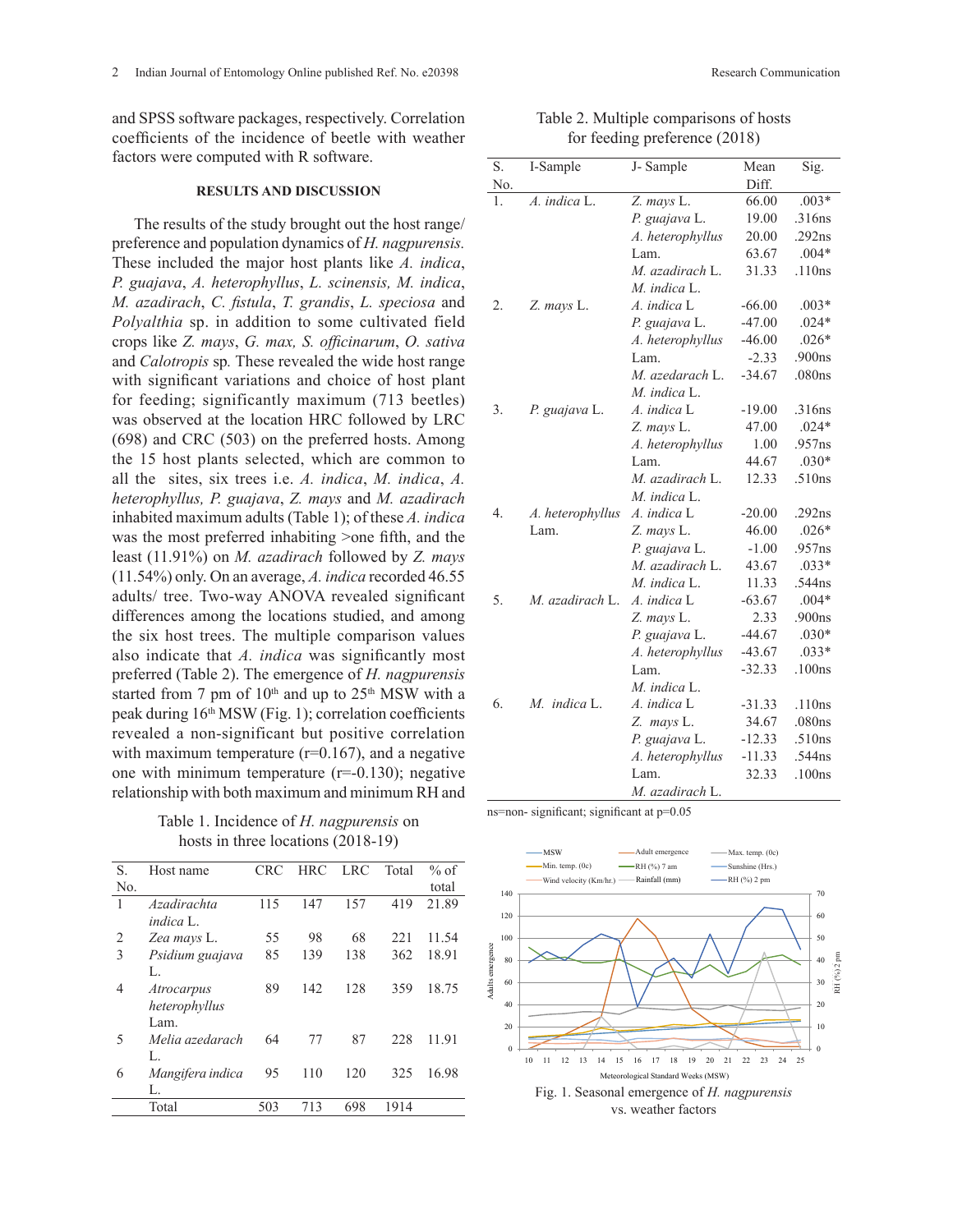and SPSS software packages, respectively. Correlation coefficients of the incidence of beetle with weather factors were computed with R software.

## RESULTS AND DISCUSSION

The results of the study brought out the host range/ preference and population dynamics of *H. nagpurensis.* These included the major host plants like *A. indica*, *P. guajava*, *A. heterophyllus*, *L. scinensis, M. indica*, *M. azadirach*, *C. fistula*, *T. grandis*, *L. speciosa* and *Polyalthia* sp. in addition to some cultivated field crops like *Z. mays*, *G. max*, *S. officinarum*, *O. sativa* and *Calotropis* sp*.* These revealed the wide host range with significant variations and choice of host plant for feeding; significantly maximum (713 beetles) was observed at the location HRC followed by LRC (698) and CRC (503) on the preferred hosts. Among the 15 host plants selected, which are common to all the sites, six trees i.e. *A. indica*, *M. indica*, *A. heterophyllus, P. guajava*, *Z. mays* and *M. azadirach* inhabited maximum adults (Table 1); of these *A. indica* was the most preferred inhabiting >one fifth, and the least (11.91%) on *M. azadirach* followed by *Z. mays* (11.54%) only. On an average, *A. indica* recorded 46.55 adults/ tree. Two-way ANOVA revealed significant differences among the locations studied, and among the six host trees. The multiple comparison values also indicate that *A. indica* was significantly most preferred (Table 2). The emergence of *H. nagpurensis* started from 7 pm of 10$^{th}$ and up to 25$^{th}$ MSW with a peak during 16$^{th}$ MSW (Fig. 1); correlation coefficients revealed a non-significant but positive correlation with maximum temperature (r=0.167), and a negative one with minimum temperature (r=-0.130); negative relationship with both maximum and minimum RH and

Table 1. Incidence of *H. nagpurensis* on hosts in three locations (2018-19)

| S. No. | Host name | CRC | HRC | LRC | Total | % of total |
|---|---|---|---|---|---|---|
| 1 | *Azadirachta indica* L. | 115 | 147 | 157 | 419 | 21.89 |
| 2 | *Zea mays* L. | 55 | 98 | 68 | 221 | 11.54 |
| 3 | *Psidium guajava* L. | 85 | 139 | 138 | 362 | 18.91 |
| 4 | *Atrocarpus heterophyllus* Lam. | 89 | 142 | 128 | 359 | 18.75 |
| 5 | *Melia azedarach* L. | 64 | 77 | 87 | 228 | 11.91 |
| 6 | *Mangifera indica* L. | 95 | 110 | 120 | 325 | 16.98 |
| | Total | 503 | 713 | 698 | 1914 | |

Table 2. Multiple comparisons of hosts for feeding preference (2018)

| S. No. | I-Sample | J- Sample | Mean Diff. | Sig. |
|---|---|---|---|---|
| 1. | *A. indica* L. | *Z. mays* L. | 66.00 | .003* |
| | | *P. guajava* L. | 19.00 | .316ns |
| | | *A. heterophyllus* Lam. | 20.00 | .292ns |
| | | *M. azadirach* L. | 63.67 | .004* |
| | | *M. indica* L. | 31.33 | .110ns |
| 2. | *Z. mays* L. | *A. indica* L | -66.00 | .003* |
| | | *P. guajava* L. | -47.00 | .024* |
| | | *A. heterophyllus* Lam. | -46.00 | .026* |
| | | *M. azedarach* L. | -2.33 | .900ns |
| | | *M. indica* L. | -34.67 | .080ns |
| 3. | *P. guajava* L. | *A. indica* L | -19.00 | .316ns |
| | | *Z. mays* L. | 47.00 | .024* |
| | | *A. heterophyllus* Lam. | 1.00 | .957ns |
| | | *M. azadirach* L. | 44.67 | .030* |
| | | *M. indica* L. | 12.33 | .510ns |
| 4. | *A. heterophyllus* Lam. | *A. indica* L | -20.00 | .292ns |
| | | *Z. mays* L. | 46.00 | .026* |
| | | *P. guajava* L. | -1.00 | .957ns |
| | | *M. azadirach* L. | 43.67 | .033* |
| | | *M. indica* L. | 11.33 | .544ns |
| 5. | *M. azadirach* L. | *A. indica* L | -63.67 | .004* |
| | | *Z. mays* L. | 2.33 | .900ns |
| | | *P. guajava* L. | -44.67 | .030* |
| | | *A. heterophyllus* Lam. | -43.67 | .033* |
| | | *M. indica* L. | -32.33 | .100ns |
| 6. | *M. indica* L. | *A. indica* L | -31.33 | .110ns |
| | | *Z. mays* L. | 34.67 | .080ns |
| | | *P. guajava* L. | -12.33 | .510ns |
| | | *A. heterophyllus* Lam. | -11.33 | .544ns |
| | | *M. azadirach* L. | 32.33 | .100ns |

ns=non- significant; significant at p=0.05

Fig. 1. Seasonal emergence of *H. nagpurensis* vs. weather factors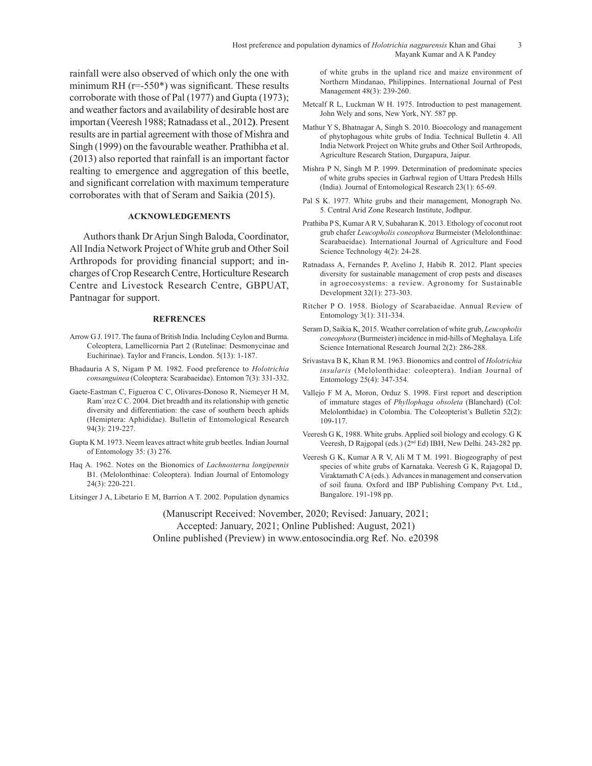rainfall were also observed of which only the one with minimum RH (r=-550*) was significant. These results corroborate with those of Pal (1977) and Gupta (1973); and weather factors and availability of desirable host are importan (Veeresh 1988; Ratnadass et al., 2012**)**. Present results are in partial agreement with those of Mishra and Singh (1999) on the favourable weather. Prathibha et al. (2013) also reported that rainfall is an important factor realting to emergence and aggregation of this beetle, and significant correlation with maximum temperature corroborates with that of Seram and Saikia (2015).

## ACKNOWLEDGEMENTS

Authors thank Dr Arjun Singh Baloda, Coordinator, All India Network Project of White grub and Other Soil Arthropods for providing financial support; and in-charges of Crop Research Centre, Horticulture Research Centre and Livestock Research Centre, GBPUAT, Pantnagar for support.

## REFRENCES

Arrow G J. 1917. The fauna of British India. Including Ceylon and Burma. Coleoptera, Lamellicornia Part 2 (Rutelinae: Desmonycinae and Euchirinae). Taylor and Francis, London. 5(13): 1-187.

Bhadauria A S, Nigam P M. 1982. Food preference to *Holotrichia consanguinea* (Coleoptera: Scarabaeidae). Entomon 7(3): 331-332.

Gaete-Eastman C, Figueroa C C, Olivares-Donoso R, Niemeyer H M, Ram´ırez C C. 2004. Diet breadth and its relationship with genetic diversity and differentiation: the case of southern beech aphids (Hemiptera: Aphididae). Bulletin of Entomological Research 94(3): 219-227.

Gupta K M. 1973. Neem leaves attract white grub beetles. Indian Journal of Entomology 35: (3) 276.

Haq A. 1962. Notes on the Bionomics of *Lachnosterna longipennis* B1. (Melolonthinae: Coleoptera). Indian Journal of Entomology 24(3): 220-221.

Litsinger J A, Libetario E M, Barrion A T. 2002. Population dynamics of white grubs in the upland rice and maize environment of Northern Mindanao, Philippines. International Journal of Pest Management 48(3): 239-260.

Metcalf R L, Luckman W H. 1975. Introduction to pest management. John Wely and sons, New York, NY. 587 pp.

Mathur Y S, Bhatnagar A, Singh S. 2010. Bioecology and management of phytophagous white grubs of India. Technical Bulletin 4. All India Network Project on White grubs and Other Soil Arthropods, Agriculture Research Station, Durgapura, Jaipur.

Mishra P N, Singh M P. 1999. Determination of predominate species of white grubs species in Garhwal region of Uttara Predesh Hills (India). Journal of Entomological Research 23(1): 65-69.

Pal S K. 1977. White grubs and their management, Monograph No. 5. Central Arid Zone Research Institute, Jodhpur.

Prathiba P S, Kumar A R V, Subaharan K. 2013. Ethology of coconut root grub chafer *Leucopholis coneophora* Burmeister (Melolonthinae: Scarabaeidae). International Journal of Agriculture and Food Science Technology 4(2): 24-28.

Ratnadass A, Fernandes P, Avelino J, Habib R. 2012. Plant species diversity for sustainable management of crop pests and diseases in agroecosystems: a review. Agronomy for Sustainable Development 32(1): 273-303.

Ritcher P O. 1958. Biology of Scarabaeidae. Annual Review of Entomology 3(1): 311-334.

Seram D, Saikia K, 2015. Weather correlation of white grub, *Leucopholis coneophora* (Burmeister) incidence in mid-hills of Meghalaya. Life Science International Research Journal 2(2): 286-288.

Srivastava B K, Khan R M. 1963. Bionomics and control of *Holotrichia insularis* (Melolonthidae: coleoptera). Indian Journal of Entomology 25(4): 347-354.

Vallejo F M A, Moron, Orduz S. 1998. First report and description of immature stages of *Phyllophaga obsoleta* (Blanchard) (Col: Melolonthidae) in Colombia. The Coleopterist's Bulletin 52(2): 109-117.

Veeresh G K, 1988. White grubs. Applied soil biology and ecology. G K Veeresh, D Rajgopal (eds.) (2nd Ed) IBH, New Delhi. 243-282 pp.

Veeresh G K, Kumar A R V, Ali M T M. 1991. Biogeography of pest species of white grubs of Karnataka. Veeresh G K, Rajagopal D, Viraktamath C A (eds.). Advances in management and conservation of soil fauna. Oxford and IBP Publishing Company Pvt. Ltd., Bangalore. 191-198 pp.

(Manuscript Received: November, 2020; Revised: January, 2021; Accepted: January, 2021; Online Published: August, 2021)
Online published (Preview) in www.entosocindia.org Ref. No. e20398